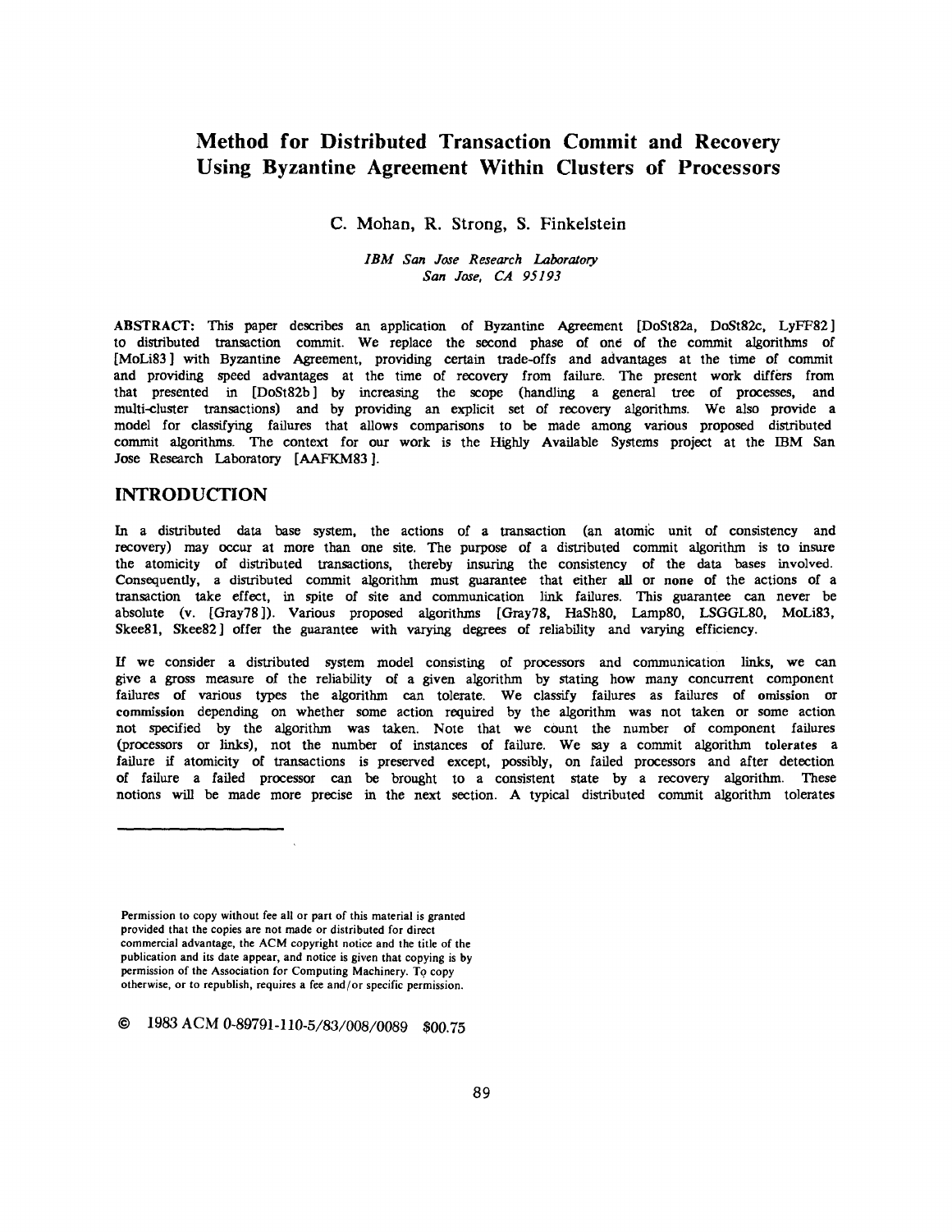# Method for Distributed Transaction Commit and Recovery Using Byzantine Agreement Within Clusters of Processors

C. Mohan, R. Strong, S. Finkelstein

*IBM San Jose Research Laboratory*
*San Jose, CA 95193*

**ABSTRACT:** This paper describes an application of Byzantine Agreement [DoSt82a, DoSt82c, LyFF82] to distributed transaction commit. We replace the second phase of one of the commit algorithms of [MoLi83] with Byzantine Agreement, providing certain trade-offs and advantages at the time of commit and providing speed advantages at the time of recovery from failure. The present work differs from that presented in [DoSt82b] by increasing the scope (handling a general tree of processes, and multi-cluster transactions) and by providing an explicit set of recovery algorithms. We also provide a model for classifying failures that allows comparisons to be made among various proposed distributed commit algorithms. The context for our work is the Highly Available Systems project at the IBM San Jose Research Laboratory [AAFKM83].

## INTRODUCTION

In a distributed data base system, the actions of a transaction (an atomic unit of consistency and recovery) may occur at more than one site. The purpose of a distributed commit algorithm is to insure the atomicity of distributed transactions, thereby insuring the consistency of the data bases involved. Consequently, a distributed commit algorithm must guarantee that either **all** or **none** of the actions of a transaction take effect, in spite of site and communication link failures. This guarantee can never be absolute (v. [Gray78]). Various proposed algorithms [Gray78, HaSh80, Lamp80, LSGGL80, MoLi83, Skee81, Skee82] offer the guarantee with varying degrees of reliability and varying efficiency.

If we consider a distributed system model consisting of processors and communication links, we can give a gross measure of the reliability of a given algorithm by stating how many concurrent component failures of various types the algorithm can tolerate. We classify failures as failures of **omission** or **commission** depending on whether some action required by the algorithm was not taken or some action not specified by the algorithm was taken. Note that we count the number of component failures (processors or links), not the number of instances of failure. We say a commit algorithm **tolerates** a failure if atomicity of transactions is preserved except, possibly, on failed processors and after detection of failure a failed processor can be brought to a consistent state by a recovery algorithm. These notions will be made more precise in the next section. A typical distributed commit algorithm tolerates

---

Permission to copy without fee all or part of this material is granted provided that the copies are not made or distributed for direct commercial advantage, the ACM copyright notice and the title of the publication and its date appear, and notice is given that copying is by permission of the Association for Computing Machinery. To copy otherwise, or to republish, requires a fee and/or specific permission.

© 1983 ACM 0-89791-110-5/83/008/0089 $00.75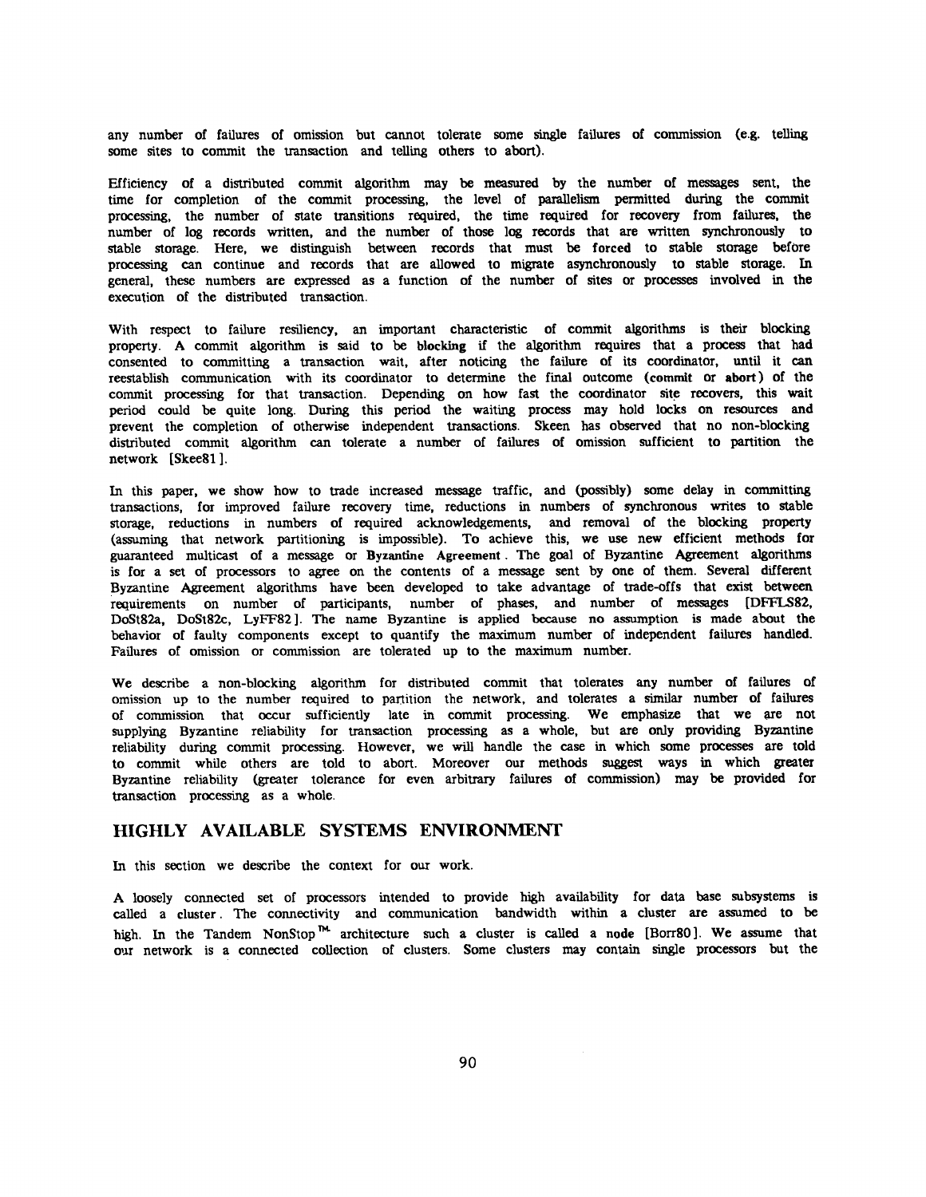any number of failures of omission but cannot tolerate some single failures of commission (e.g. telling some sites to commit the transaction and telling others to abort).

Efficiency of a distributed commit algorithm may be measured by the number of messages sent, the time for completion of the commit processing, the level of parallelism permitted during the commit processing, the number of state transitions required, the time required for recovery from failures, the number of log records written, and the number of those log records that are written synchronously to stable storage. Here, we distinguish between records that must be **forced** to stable storage before processing can continue and records that are allowed to migrate asynchronously to stable storage. In general, these numbers are expressed as a function of the number of sites or processes involved in the execution of the distributed transaction.

With respect to failure resiliency, an important characteristic of commit algorithms is their blocking property. A commit algorithm is said to be **blocking** if the algorithm requires that a process that had consented to committing a transaction wait, after noticing the failure of its coordinator, until it can reestablish communication with its coordinator to determine the final outcome (**commit** or **abort**) of the commit processing for that transaction. Depending on how fast the coordinator site recovers, this wait period could be quite long. During this period the waiting process may hold locks on resources and prevent the completion of otherwise independent transactions. Skeen has observed that no non-blocking distributed commit algorithm can tolerate a number of failures of omission sufficient to partition the network [Skee81].

In this paper, we show how to trade increased message traffic, and (possibly) some delay in committing transactions, for improved failure recovery time, reductions in numbers of synchronous writes to stable storage, reductions in numbers of required acknowledgements, and removal of the blocking property (assuming that network partitioning is impossible). To achieve this, we use new efficient methods for guaranteed multicast of a message or **Byzantine Agreement**. The goal of Byzantine Agreement algorithms is for a set of processors to agree on the contents of a message sent by one of them. Several different Byzantine Agreement algorithms have been developed to take advantage of trade-offs that exist between requirements on number of participants, number of phases, and number of messages [DFFLS82, DoSt82a, DoSt82c, LyFF82]. The name Byzantine is applied because no assumption is made about the behavior of faulty components except to quantify the maximum number of independent failures handled. Failures of omission or commission are tolerated up to the maximum number.

We describe a non-blocking algorithm for distributed commit that tolerates any number of failures of omission up to the number required to partition the network, and tolerates a similar number of failures of commission that occur sufficiently late in commit processing. We emphasize that we are not supplying Byzantine reliability for transaction processing as a whole, but are only providing Byzantine reliability during commit processing. However, we will handle the case in which some processes are told to commit while others are told to abort. Moreover our methods suggest ways in which greater Byzantine reliability (greater tolerance for even arbitrary failures of commission) may be provided for transaction processing as a whole.

## HIGHLY AVAILABLE SYSTEMS ENVIRONMENT

In this section we describe the context for our work.

A loosely connected set of processors intended to provide high availability for data base subsystems is called a **cluster**. The connectivity and communication bandwidth within a cluster are assumed to be high. In the Tandem NonStop™ architecture such a cluster is called a **node** [Borr80]. We assume that our network is a connected collection of clusters. Some clusters may contain single processors but the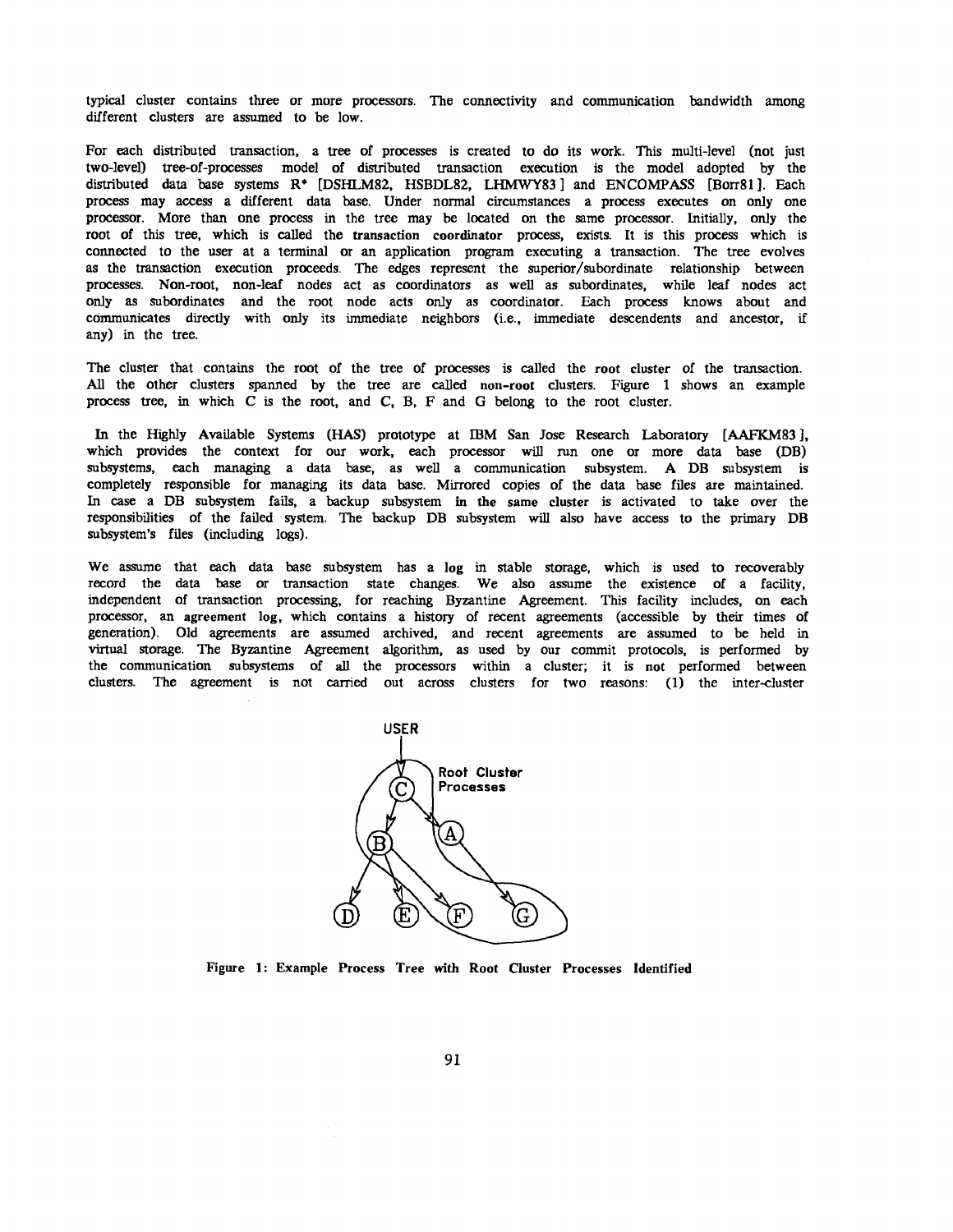typical cluster contains three or more processors. The connectivity and communication bandwidth among different clusters are assumed to be low.

For each distributed transaction, a tree of processes is created to do its work. This multi-level (not just two-level) tree-of-processes model of distributed transaction execution is the model adopted by the distributed data base systems R* [DSHLM82, HSBDL82, LHMWY83] and ENCOMPASS [Borr81]. Each process may access a different data base. Under normal circumstances a process executes on only one processor. More than one process in the tree may be located on the same processor. Initially, only the root of this tree, which is called the **transaction coordinator** process, exists. It is this process which is connected to the user at a terminal or an application program executing a transaction. The tree evolves as the transaction execution proceeds. The edges represent the superior/subordinate relationship between processes. Non-root, non-leaf nodes act as coordinators as well as subordinates, while leaf nodes act only as subordinates and the root node acts only as coordinator. Each process knows about and communicates directly with only its immediate neighbors (i.e., immediate descendents and ancestor, if any) in the tree.

The cluster that contains the root of the tree of processes is called the **root cluster** of the transaction. All the other clusters spanned by the tree are called **non-root** clusters. Figure 1 shows an example process tree, in which C is the root, and C, B, F and G belong to the root cluster.

In the Highly Available Systems (HAS) prototype at IBM San Jose Research Laboratory [AAFKM83], which provides the context for our work, each processor will run one or more data base (DB) subsystems, each managing a data base, as well a communication subsystem. A DB subsystem is completely responsible for managing its data base. Mirrored copies of the data base files are maintained. In case a DB subsystem fails, a backup subsystem **in the same cluster** is activated to take over the responsibilities of the failed system. The backup DB subsystem will also have access to the primary DB subsystem's files (including logs).

We assume that each data base subsystem has a **log** in stable storage, which is used to recoverably record the data base or transaction state changes. We also assume the existence of a facility, independent of transaction processing, for reaching Byzantine Agreement. This facility includes, on each processor, an **agreement log**, which contains a history of recent agreements (accessible by their times of generation). Old agreements are assumed archived, and recent agreements are assumed to be held in virtual storage. The Byzantine Agreement algorithm, as used by our commit protocols, is performed by the communication subsystems of all the processors within a cluster; it is not performed between clusters. The agreement is not carried out across clusters for two reasons: (1) the inter-cluster

USER

Root Cluster Processes

C

A

B

D

E

F

G

**Figure 1: Example Process Tree with Root Cluster Processes Identified**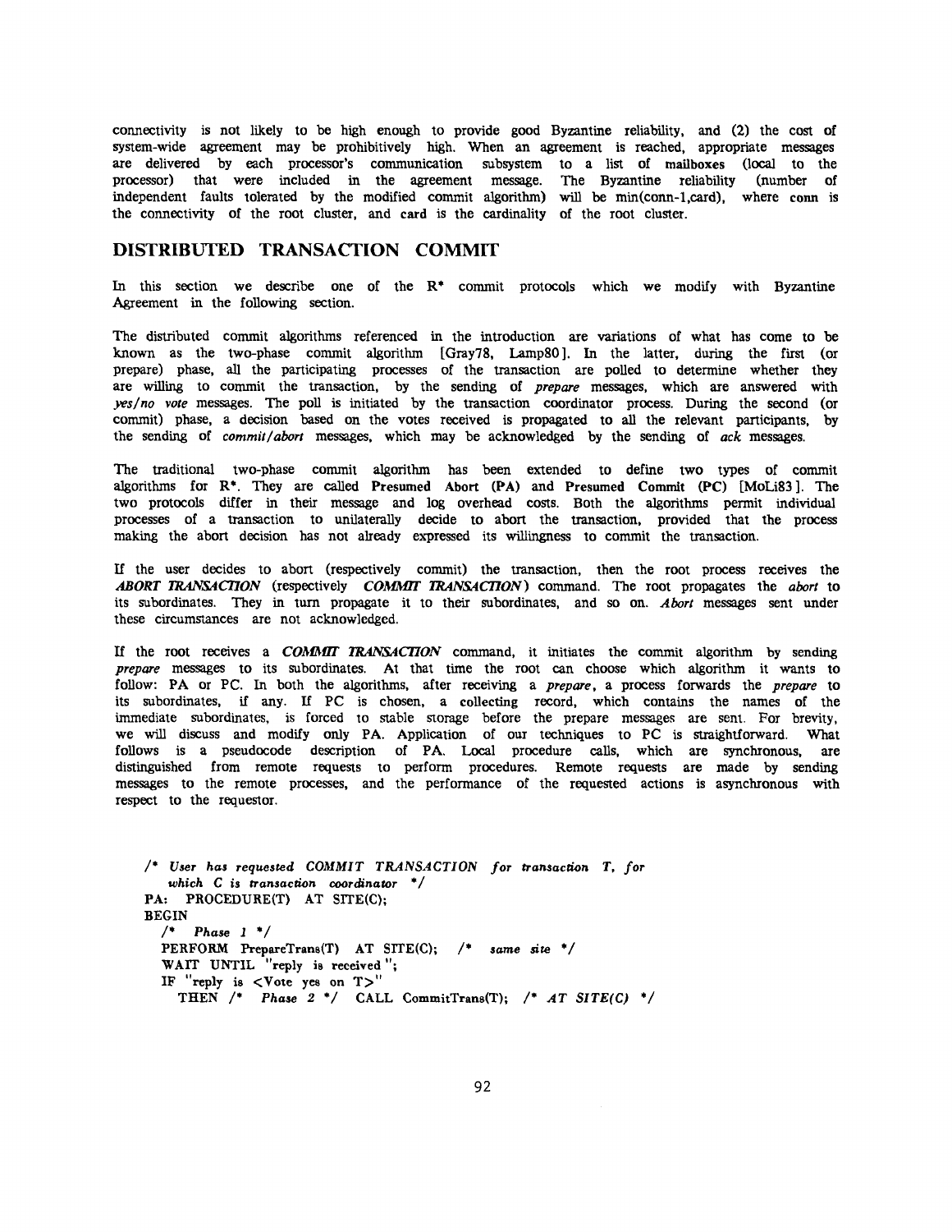connectivity is not likely to be high enough to provide good Byzantine reliability, and (2) the cost of system-wide agreement may be prohibitively high. When an agreement is reached, appropriate messages are delivered by each processor's communication subsystem to a list of mailboxes (local to the processor) that were included in the agreement message. The Byzantine reliability (number of independent faults tolerated by the modified commit algorithm) will be min(conn-1,card), where conn is the connectivity of the root cluster, and card is the cardinality of the root cluster.

## DISTRIBUTED TRANSACTION COMMIT

In this section we describe one of the R* commit protocols which we modify with Byzantine Agreement in the following section.

The distributed commit algorithms referenced in the introduction are variations of what has come to be known as the two-phase commit algorithm [Gray78, Lamp80]. In the latter, during the first (or prepare) phase, all the participating processes of the transaction are polled to determine whether they are willing to commit the transaction, by the sending of *prepare* messages, which are answered with *yes/no vote* messages. The poll is initiated by the transaction coordinator process. During the second (or commit) phase, a decision based on the votes received is propagated to all the relevant participants, by the sending of *commit/abort* messages, which may be acknowledged by the sending of *ack* messages.

The traditional two-phase commit algorithm has been extended to define two types of commit algorithms for R*. They are called **Presumed Abort (PA)** and **Presumed Commit (PC)** [MoLi83]. The two protocols differ in their message and log overhead costs. Both the algorithms permit individual processes of a transaction to unilaterally decide to abort the transaction, provided that the process making the abort decision has not already expressed its willingness to commit the transaction.

If the user decides to abort (respectively commit) the transaction, then the root process receives the ***ABORT TRANSACTION*** (respectively ***COMMIT TRANSACTION***) command. The root propagates the *abort* to its subordinates. They in turn propagate it to their subordinates, and so on. *Abort* messages sent under these circumstances are not acknowledged.

If the root receives a ***COMMIT TRANSACTION*** command, it initiates the commit algorithm by sending *prepare* messages to its subordinates. At that time the root can choose which algorithm it wants to follow: PA or PC. In both the algorithms, after receiving a *prepare*, a process forwards the *prepare* to its subordinates, if any. If PC is chosen, a collecting record, which contains the names of the immediate subordinates, is forced to stable storage before the prepare messages are sent. For brevity, we will discuss and modify only PA. Application of our techniques to PC is straightforward. What follows is a pseudocode description of PA. Local procedure calls, which are synchronous, are distinguished from remote requests to perform procedures. Remote requests are made by sending messages to the remote processes, and the performance of the requested actions is asynchronous with respect to the requestor.

```
/* User has requested COMMIT TRANSACTION for transaction T, for
   which C is transaction coordinator */
PA:  PROCEDURE(T) AT SITE(C);
BEGIN
  /* Phase 1 */
  PERFORM PrepareTrans(T) AT SITE(C);  /* same site */
  WAIT UNTIL "reply is received";
  IF "reply is <Vote yes on T>"
    THEN /* Phase 2 */ CALL CommitTrans(T); /* AT SITE(C) */
```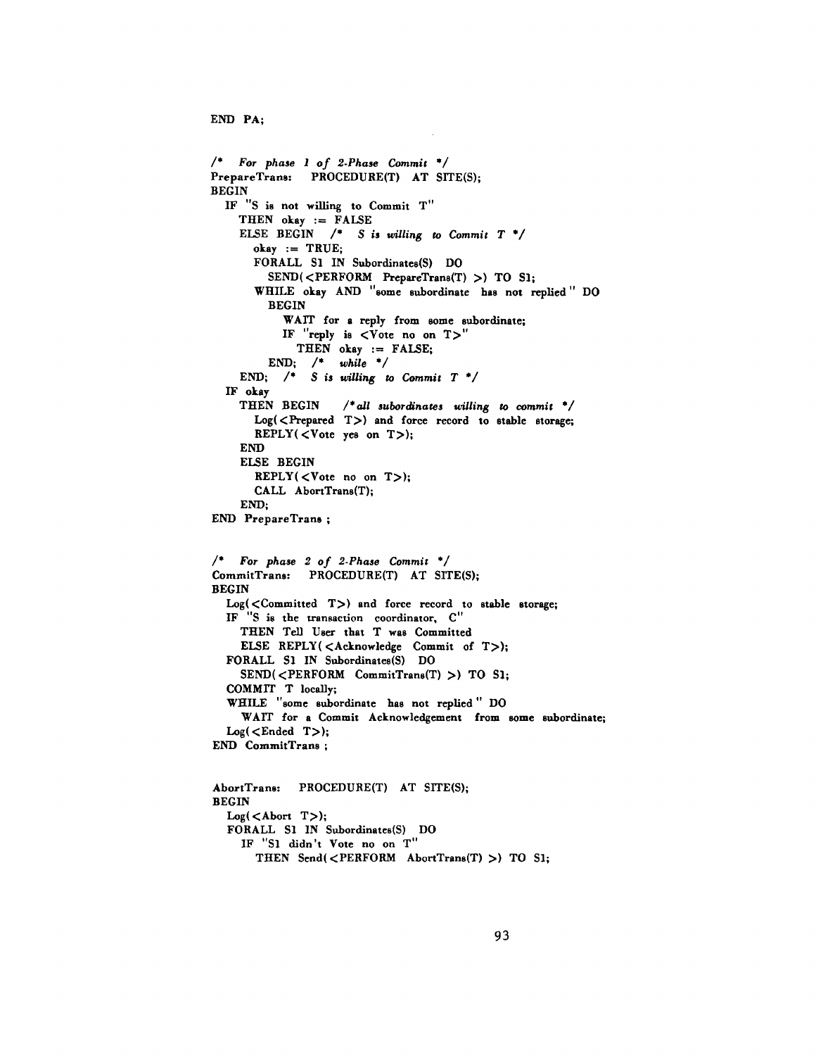```
END PA;


/*  For phase 1 of 2-Phase Commit  */
PrepareTrans:   PROCEDURE(T)  AT  SITE(S);
BEGIN
  IF "S is not willing to Commit T"
    THEN okay := FALSE
    ELSE BEGIN   /*  S is willing to Commit T  */
      okay := TRUE;
      FORALL S1 IN Subordinates(S)  DO
        SEND(<PERFORM  PrepareTrans(T) >) TO S1;
      WHILE okay AND "some subordinate has not replied" DO
        BEGIN
          WAIT for a reply from some subordinate;
          IF "reply is <Vote no on T>"
            THEN okay := FALSE;
        END;  /*  while  */
    END;  /*  S is willing to Commit T  */
  IF okay
    THEN BEGIN    /* all subordinates willing to commit  */
      Log(<Prepared  T>) and force record to stable storage;
      REPLY(<Vote yes on T>);
    END
    ELSE BEGIN
      REPLY(<Vote no on T>);
      CALL AbortTrans(T);
    END;
END PrepareTrans ;


/*  For phase 2 of 2-Phase Commit  */
CommitTrans:   PROCEDURE(T)  AT  SITE(S);
BEGIN
  Log(<Committed  T>) and force record to stable storage;
  IF "S is the transaction coordinator, C"
    THEN Tell User that T was Committed
    ELSE REPLY(<Acknowledge Commit of T>);
  FORALL S1 IN Subordinates(S)  DO
    SEND(<PERFORM  CommitTrans(T) >) TO S1;
  COMMIT T locally;
  WHILE "some subordinate has not replied" DO
    WAIT for a Commit Acknowledgement from some subordinate;
  Log(<Ended T>);
END CommitTrans ;


AbortTrans:   PROCEDURE(T)  AT  SITE(S);
BEGIN
  Log(<Abort  T>);
  FORALL S1 IN Subordinates(S)  DO
    IF "S1 didn't Vote no on T"
      THEN Send(<PERFORM  AbortTrans(T) >) TO S1;
```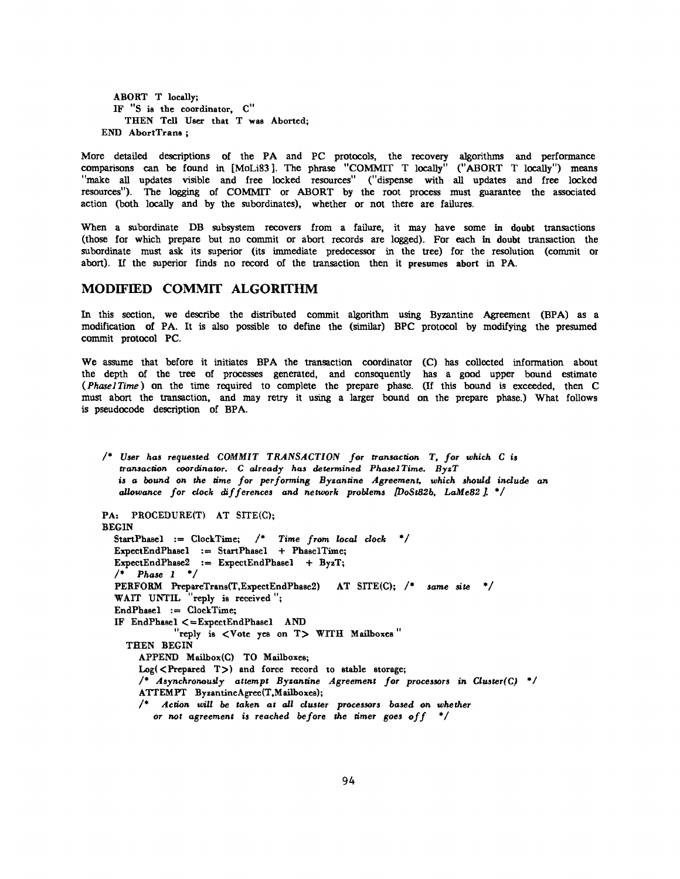```
    ABORT T locally;
    IF "S is the coordinator, C"
      THEN Tell User that T was Aborted;
  END AbortTrans ;
```

More detailed descriptions of the PA and PC protocols, the recovery algorithms and performance comparisons can be found in [MoLi83]. The phrase "COMMIT T locally" ("ABORT T locally") means "make all updates visible and free locked resources" ("dispense with all updates and free locked resources"). The logging of COMMIT or ABORT by the root process must guarantee the associated action (both locally and by the subordinates), whether or not there are failures.

When a subordinate DB subsystem recovers from a failure, it may have some **in doubt** transactions (those for which prepare but no commit or abort records are logged). For each **in doubt** transaction the subordinate must ask its superior (its immediate predecessor in the tree) for the resolution (commit or abort). If the superior finds no record of the transaction then it **presumes abort** in PA.

## MODIFIED COMMIT ALGORITHM

In this section, we describe the distributed commit algorithm using Byzantine Agreement (BPA) as a modification of PA. It is also possible to define the (similar) BPC protocol by modifying the presumed commit protocol PC.

We assume that before it initiates BPA the transaction coordinator (C) has collected information about the depth of the tree of processes generated, and consequently has a good upper bound estimate (*Phase1Time*) on the time required to complete the prepare phase. (If this bound is exceeded, then C must abort the transaction, and may retry it using a larger bound on the prepare phase.) What follows is pseudocode description of BPA.

```
/* User has requested COMMIT TRANSACTION for transaction T, for which C is
   transaction coordinator. C already has determined Phase1Time. ByzT
   is a bound on the time for performing Byzantine Agreement, which should include an
   allowance for clock differences and network problems [DoSt82b, LaMe82]. */

PA:  PROCEDURE(T) AT SITE(C);
BEGIN
  StartPhase1 := ClockTime;  /*  Time from local clock  */
  ExpectEndPhase1  := StartPhase1 + Phase1Time;
  ExpectEndPhase2  := ExpectEndPhase1 + ByzT;
  /*  Phase 1  */
  PERFORM PrepareTrans(T,ExpectEndPhase2)   AT SITE(C); /*  same site  */
  WAIT UNTIL "reply is received";
  EndPhase1 := ClockTime;
  IF EndPhase1 <=ExpectEndPhase1  AND
             "reply is <Vote yes on T> WITH Mailboxes"
    THEN BEGIN
      APPEND Mailbox(C) TO Mailboxes;
      Log(<Prepared T>) and force record to stable storage;
      /*  Asynchronously attempt Byzantine Agreement for processors in Cluster(C)  */
      ATTEMPT ByzantineAgree(T,Mailboxes);
      /*  Action will be taken at all cluster processors based on whether
         or not agreement is reached before the timer goes off  */
```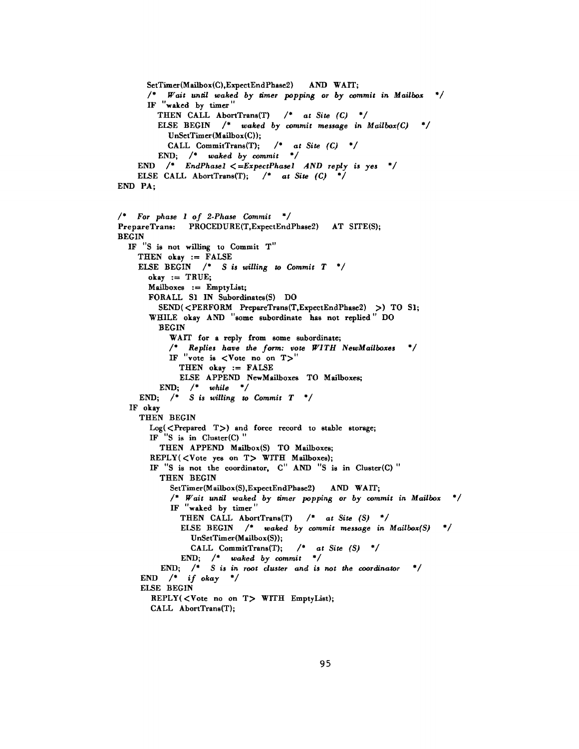```
      SetTimer(Mailbox(C),ExpectEndPhase2)    AND  WAIT;
      /*   Wait until waked by timer popping or by commit in Mailbox   */
      IF "waked by timer"
        THEN CALL AbortTrans(T)    /*  at Site (C)  */
        ELSE BEGIN   /*  waked by commit message in Mailbox(C)   */
          UnSetTimer(Mailbox(C));
          CALL CommitTrans(T);   /*  at Site (C)  */
        END;  /*  waked by commit  */
    END  /*  EndPhase1 <=ExpectPhase1  AND reply is yes  */
    ELSE CALL AbortTrans(T);   /*  at Site (C)  */
END PA;


/*  For phase 1 of 2-Phase Commit  */
PrepareTrans:    PROCEDURE(T,ExpectEndPhase2)    AT SITE(S);
BEGIN
  IF "S is not willing to Commit T"
    THEN okay := FALSE
    ELSE BEGIN   /*  S is willing to Commit T  */
      okay := TRUE;
      Mailboxes := EmptyList;
      FORALL S1 IN Subordinates(S)  DO
        SEND(<PERFORM PrepareTrans(T,ExpectEndPhase2) >) TO S1;
      WHILE okay AND "some subordinate has not replied" DO
        BEGIN
          WAIT for a reply from some subordinate;
          /*  Replies have the form: vote WITH NewMailboxes   */
          IF "vote is <Vote no on T>"
            THEN okay := FALSE
            ELSE APPEND NewMailboxes TO Mailboxes;
        END;  /*  while  */
    END;  /*  S is willing to Commit T  */
  IF okay
    THEN BEGIN
      Log(<Prepared T>) and force record to stable storage;
      IF "S is in Cluster(C)"
        THEN APPEND Mailbox(S) TO Mailboxes;
      REPLY(<Vote yes on T> WITH Mailboxes);
      IF "S is not the coordinator, C" AND "S is in Cluster(C)"
        THEN BEGIN
          SetTimer(Mailbox(S),ExpectEndPhase2)    AND  WAIT;
          /* Wait until waked by timer popping or by commit in Mailbox   */
          IF "waked by timer"
            THEN CALL AbortTrans(T)    /*  at Site (S)  */
            ELSE BEGIN   /*  waked by commit message in Mailbox(S)   */
              UnSetTimer(Mailbox(S));
              CALL CommitTrans(T);   /*  at Site (S)  */
            END;  /*  waked by commit  */
        END;  /*  S is in root cluster and is not the coordinator   */
    END  /*  if okay  */
    ELSE BEGIN
      REPLY(<Vote no on T> WITH EmptyList);
      CALL AbortTrans(T);
```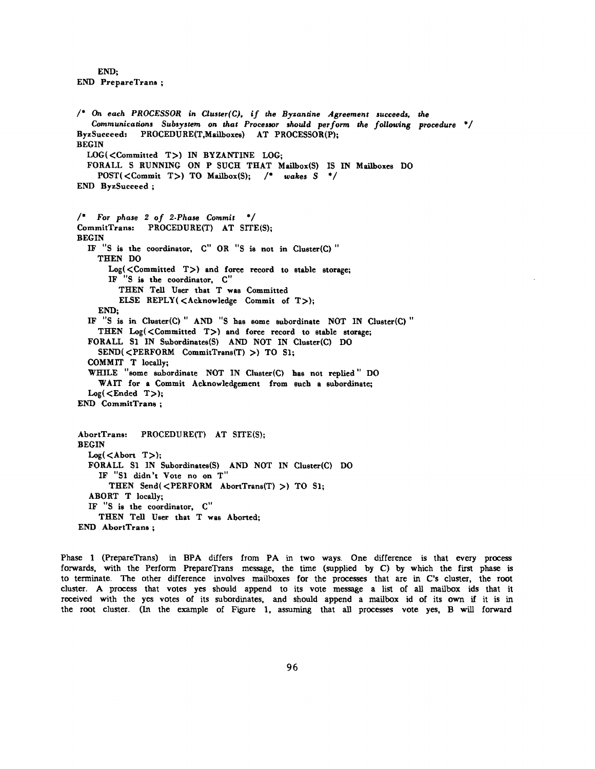```
      END;
   END PrepareTrans ;


   /* On each PROCESSOR in Cluster(C), if the Byzantine Agreement succeeds, the
      Communications Subsystem on that Processor should perform the following procedure */
   ByzSucceed:   PROCEDURE(T,Mailboxes)  AT PROCESSOR(P);
   BEGIN
     LOG(<Committed T>) IN BYZANTINE LOG;
     FORALL S RUNNING ON P SUCH THAT Mailbox(S) IS IN Mailboxes DO
        POST(<Commit T>) TO Mailbox(S);   /* wakes S */
   END ByzSucceed ;


   /* For phase 2 of 2-Phase Commit */
   CommitTrans:   PROCEDURE(T)  AT SITE(S);
   BEGIN
     IF "S is the coordinator, C" OR "S is not in Cluster(C) "
        THEN DO
          Log(<Committed T>) and force record to stable storage;
          IF "S is the coordinator, C"
             THEN Tell User that T was Committed
             ELSE REPLY(<Acknowledge Commit of T>);
        END;
     IF "S is in Cluster(C) " AND "S has some subordinate NOT IN Cluster(C) "
        THEN Log(<Committed T>) and force record to stable storage;
     FORALL S1 IN Subordinates(S) AND NOT IN Cluster(C) DO
        SEND(<PERFORM CommitTrans(T) >) TO S1;
     COMMIT T locally;
     WHILE "some subordinate NOT IN Cluster(C) has not replied" DO
        WAIT for a Commit Acknowledgement from such a subordinate;
     Log(<Ended T>);
   END CommitTrans ;


   AbortTrans:   PROCEDURE(T)  AT SITE(S);
   BEGIN
     Log(<Abort T>);
     FORALL S1 IN Subordinates(S) AND NOT IN Cluster(C) DO
        IF "S1 didn't Vote no on T"
          THEN Send(<PERFORM AbortTrans(T) >) TO S1;
     ABORT T locally;
     IF "S is the coordinator, C"
        THEN Tell User that T was Aborted;
   END AbortTrans ;
```

Phase 1 (PrepareTrans) in BPA differs from PA in two ways. One difference is that every process forwards, with the Perform PrepareTrans message, the time (supplied by C) by which the first phase is to terminate. The other difference involves mailboxes for the processes that are in C's cluster, the root cluster. A process that votes yes should append to its vote message a list of all mailbox ids that it received with the yes votes of its subordinates, and should append a mailbox id of its own if it is in the root cluster. (In the example of Figure 1, assuming that all processes vote yes, B will forward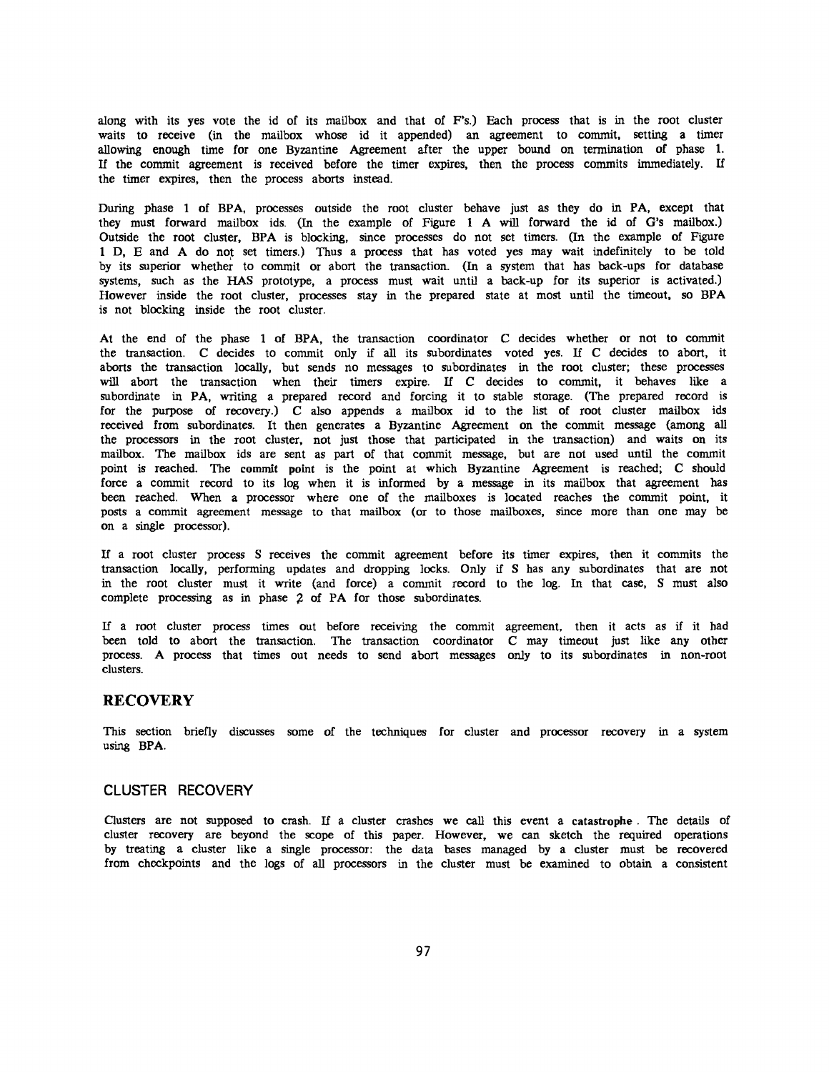along with its yes vote the id of its mailbox and that of F's.) Each process that is in the root cluster waits to receive (in the mailbox whose id it appended) an agreement to commit, setting a timer allowing enough time for one Byzantine Agreement after the upper bound on termination of phase 1. If the commit agreement is received before the timer expires, then the process commits immediately. If the timer expires, then the process aborts instead.

During phase 1 of BPA, processes outside the root cluster behave just as they do in PA, except that they must forward mailbox ids. (In the example of Figure 1 A will forward the id of G's mailbox.) Outside the root cluster, BPA is blocking, since processes do not set timers. (In the example of Figure 1 D, E and A do not set timers.) Thus a process that has voted yes may wait indefinitely to be told by its superior whether to commit or abort the transaction. (In a system that has back-ups for database systems, such as the HAS prototype, a process must wait until a back-up for its superior is activated.) However inside the root cluster, processes stay in the prepared state at most until the timeout, so BPA is not blocking inside the root cluster.

At the end of the phase 1 of BPA, the transaction coordinator C decides whether or not to commit the transaction. C decides to commit only if all its subordinates voted yes. If C decides to abort, it aborts the transaction locally, but sends no messages to subordinates in the root cluster; these processes will abort the transaction when their timers expire. If C decides to commit, it behaves like a subordinate in PA, writing a prepared record and forcing it to stable storage. (The prepared record is for the purpose of recovery.) C also appends a mailbox id to the list of root cluster mailbox ids received from subordinates. It then generates a Byzantine Agreement on the commit message (among all the processors in the root cluster, not just those that participated in the transaction) and waits on its mailbox. The mailbox ids are sent as part of that commit message, but are not used until the commit point is reached. The **commit point** is the point at which Byzantine Agreement is reached; C should force a commit record to its log when it is informed by a message in its mailbox that agreement has been reached. When a processor where one of the mailboxes is located reaches the commit point, it posts a commit agreement message to that mailbox (or to those mailboxes, since more than one may be on a single processor).

If a root cluster process S receives the commit agreement before its timer expires, then it commits the transaction locally, performing updates and dropping locks. Only if S has any subordinates that are not in the root cluster must it write (and force) a commit record to the log. In that case, S must also complete processing as in phase 2 of PA for those subordinates.

If a root cluster process times out before receiving the commit agreement, then it acts as if it had been told to abort the transaction. The transaction coordinator C may timeout just like any other process. A process that times out needs to send abort messages only to its subordinates in non-root clusters.

## RECOVERY

This section briefly discusses some of the techniques for cluster and processor recovery in a system using BPA.

### CLUSTER RECOVERY

Clusters are not supposed to crash. If a cluster crashes we call this event a **catastrophe**. The details of cluster recovery are beyond the scope of this paper. However, we can sketch the required operations by treating a cluster like a single processor: the data bases managed by a cluster must be recovered from checkpoints and the logs of all processors in the cluster must be examined to obtain a consistent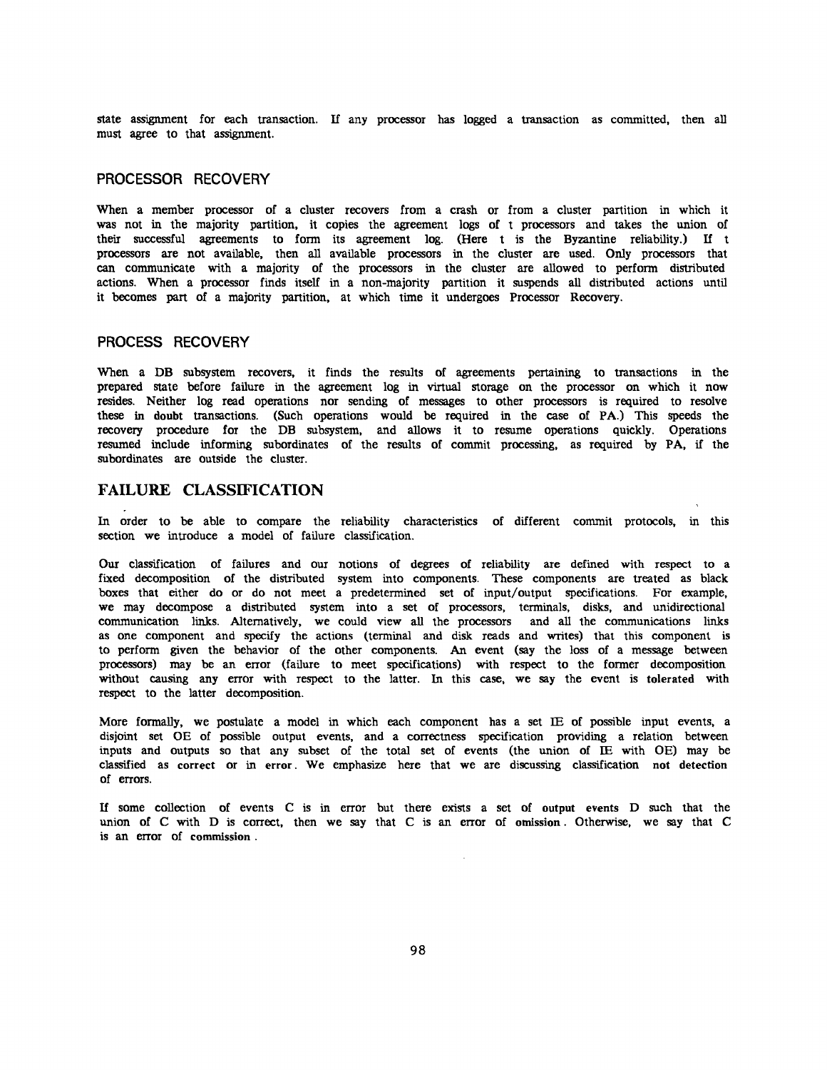state assignment for each transaction. If any processor has logged a transaction as committed, then all must agree to that assignment.

### PROCESSOR RECOVERY

When a member processor of a cluster recovers from a crash or from a cluster partition in which it was not in the majority partition, it copies the agreement logs of t processors and takes the union of their successful agreements to form its agreement log. (Here t is the Byzantine reliability.) If t processors are not available, then all available processors in the cluster are used. Only processors that can communicate with a majority of the processors in the cluster are allowed to perform distributed actions. When a processor finds itself in a non-majority partition it suspends all distributed actions until it becomes part of a majority partition, at which time it undergoes Processor Recovery.

### PROCESS RECOVERY

When a DB subsystem recovers, it finds the results of agreements pertaining to transactions in the prepared state before failure in the agreement log in virtual storage on the processor on which it now resides. Neither log read operations nor sending of messages to other processors is required to resolve these **in doubt** transactions. (Such operations would be required in the case of PA.) This speeds the recovery procedure for the DB subsystem, and allows it to resume operations quickly. Operations resumed include informing subordinates of the results of commit processing, as required by PA, if the subordinates are outside the cluster.

## FAILURE CLASSIFICATION

In order to be able to compare the reliability characteristics of different commit protocols, in this section we introduce a model of failure classification.

Our classification of failures and our notions of degrees of reliability are defined with respect to a fixed decomposition of the distributed system into components. These components are treated as black boxes that either do or do not meet a predetermined set of input/output specifications. For example, we may decompose a distributed system into a set of processors, terminals, disks, and unidirectional communication links. Alternatively, we could view all the processors and all the communications links as one component and specify the actions (terminal and disk reads and writes) that this component is to perform given the behavior of the other components. An event (say the loss of a message between processors) may be an error (failure to meet specifications) with respect to the former decomposition without causing any error with respect to the latter. In this case, we say the event is **tolerated** with respect to the latter decomposition.

More formally, we postulate a model in which each component has a set IE of possible input events, a disjoint set OE of possible output events, and a correctness specification providing a relation between inputs and outputs so that any subset of the total set of events (the union of IE with OE) may be classified as **correct** or in **error**. We emphasize here that we are discussing classification **not detection** of errors.

If some collection of events C is in error but there exists a set of **output events** D such that the union of C with D is correct, then we say that C is an error of **omission**. Otherwise, we say that C is an error of **commission**.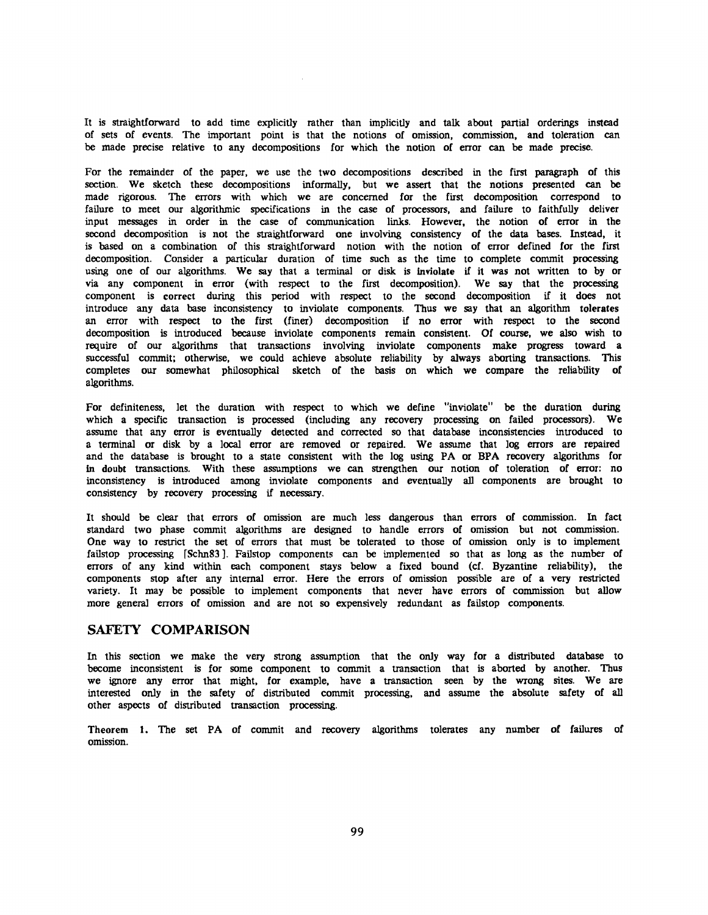It is straightforward to add time explicitly rather than implicitly and talk about partial orderings instead of sets of events. The important point is that the notions of omission, commission, and toleration can be made precise relative to any decompositions for which the notion of error can be made precise.

For the remainder of the paper, we use the two decompositions described in the first paragraph of this section. We sketch these decompositions informally, but we assert that the notions presented can be made rigorous. The errors with which we are concerned for the first decomposition correspond to failure to meet our algorithmic specifications in the case of processors, and failure to faithfully deliver input messages in order in the case of communication links. However, the notion of error in the second decomposition is not the straightforward one involving consistency of the data bases. Instead, it is based on a combination of this straightforward notion with the notion of error defined for the first decomposition. Consider a particular duration of time such as the time to complete commit processing using one of our algorithms. We say that a terminal or disk is **inviolate** if it was not written to by or via any component in error (with respect to the first decomposition). We say that the processing component is **correct** during this period with respect to the second decomposition if it does not introduce any data base inconsistency to inviolate components. Thus we say that an algorithm **tolerates** an error with respect to the first (finer) decomposition if no error with respect to the second decomposition is introduced because inviolate components remain consistent. Of course, we also wish to require of our algorithms that transactions involving inviolate components make progress toward a successful commit; otherwise, we could achieve absolute reliability by always aborting transactions. This completes our somewhat philosophical sketch of the basis on which we compare the reliability of algorithms.

For definiteness, let the duration with respect to which we define "inviolate" be the duration during which a specific transaction is processed (including any recovery processing on failed processors). We assume that any error is eventually detected and corrected so that database inconsistencies introduced to a terminal or disk by a local error are removed or repaired. We assume that log errors are repaired and the database is brought to a state consistent with the log using PA or BPA recovery algorithms for **in doubt** transactions. With these assumptions we can strengthen our notion of toleration of error: no inconsistency is introduced among inviolate components and eventually all components are brought to consistency by recovery processing if necessary.

It should be clear that errors of omission are much less dangerous than errors of commission. In fact standard two phase commit algorithms are designed to handle errors of omission but not commission. One way to restrict the set of errors that must be tolerated to those of omission only is to implement failstop processing [Schn83]. Failstop components can be implemented so that as long as the number of errors of any kind within each component stays below a fixed bound (cf. Byzantine reliability), the components stop after any internal error. Here the errors of omission possible are of a very restricted variety. It may be possible to implement components that never have errors of commission but allow more general errors of omission and are not so expensively redundant as failstop components.

## SAFETY COMPARISON

In this section we make the very strong assumption that the only way for a distributed database to become inconsistent is for some component to commit a transaction that is aborted by another. Thus we ignore any error that might, for example, have a transaction seen by the wrong sites. We are interested only in the safety of distributed commit processing, and assume the absolute safety of all other aspects of distributed transaction processing.

**Theorem 1.** The set PA of commit and recovery algorithms tolerates any number of failures of omission.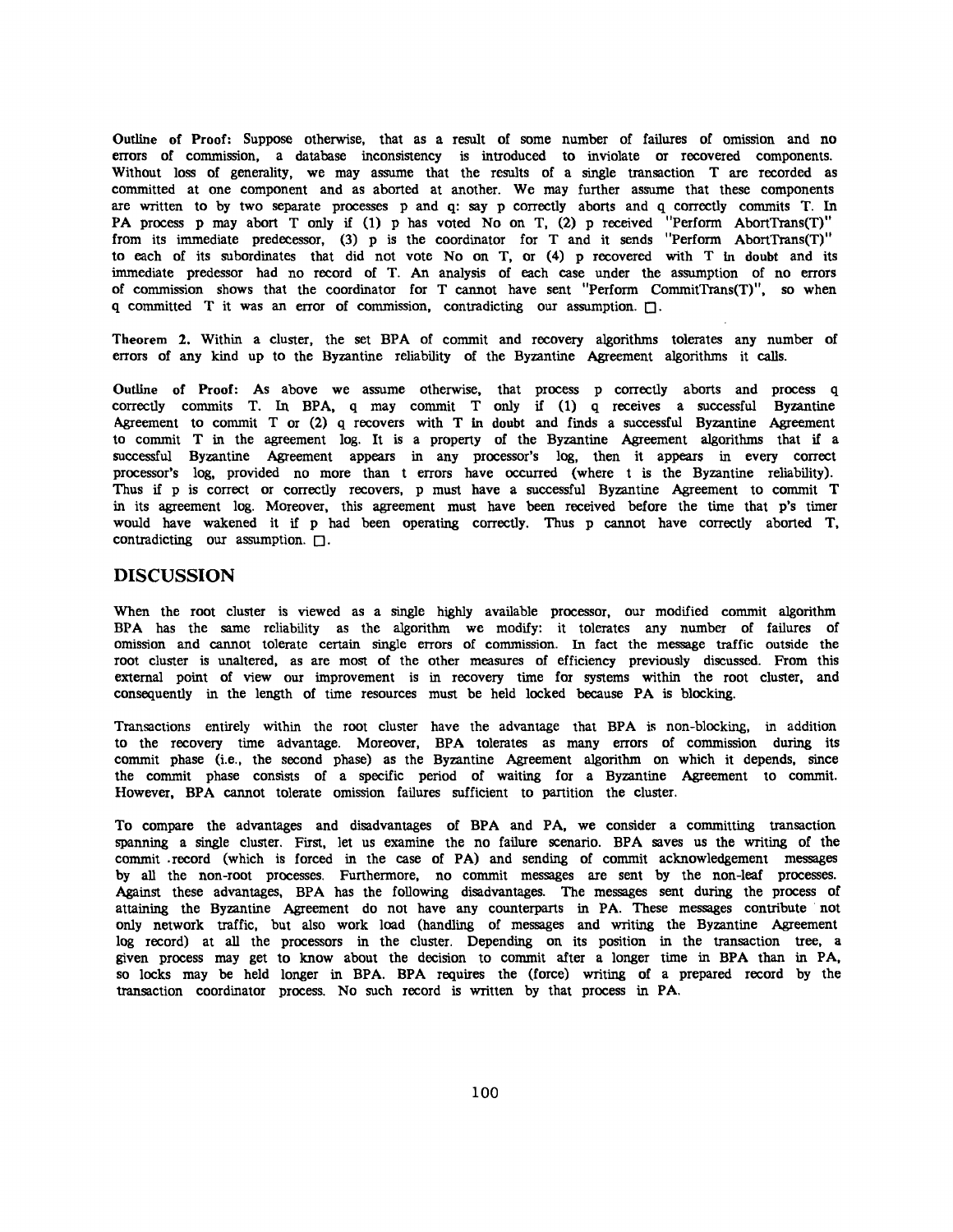**Outline of Proof:** Suppose otherwise, that as a result of some number of failures of omission and no errors of commission, a database inconsistency is introduced to inviolate or recovered components. Without loss of generality, we may assume that the results of a single transaction T are recorded as committed at one component and as aborted at another. We may further assume that these components are written to by two separate processes p and q: say p correctly aborts and q correctly commits T. In PA process p may abort T only if (1) p has voted No on T, (2) p received "Perform AbortTrans(T)" from its immediate predecessor, (3) p is the coordinator for T and it sends "Perform AbortTrans(T)" to each of its subordinates that did not vote No on T, or (4) p recovered with T in doubt and its immediate predessor had no record of T. An analysis of each case under the assumption of no errors of commission shows that the coordinator for T cannot have sent "Perform CommitTrans(T)", so when q committed T it was an error of commission, contradicting our assumption. □.

**Theorem 2.** Within a cluster, the set BPA of commit and recovery algorithms tolerates any number of errors of any kind up to the Byzantine reliability of the Byzantine Agreement algorithms it calls.

**Outline of Proof:** As above we assume otherwise, that process p correctly aborts and process q correctly commits T. In BPA, q may commit T only if (1) q receives a successful Byzantine Agreement to commit T or (2) q recovers with T in doubt and finds a successful Byzantine Agreement to commit T in the agreement log. It is a property of the Byzantine Agreement algorithms that if a successful Byzantine Agreement appears in any processor's log, then it appears in every correct processor's log, provided no more than t errors have occurred (where t is the Byzantine reliability). Thus if p is correct or correctly recovers, p must have a successful Byzantine Agreement to commit T in its agreement log. Moreover, this agreement must have been received before the time that p's timer would have wakened it if p had been operating correctly. Thus p cannot have correctly aborted T, contradicting our assumption. □.

## DISCUSSION

When the root cluster is viewed as a single highly available processor, our modified commit algorithm BPA has the same reliability as the algorithm we modify: it tolerates any number of failures of omission and cannot tolerate certain single errors of commission. In fact the message traffic outside the root cluster is unaltered, as are most of the other measures of efficiency previously discussed. From this external point of view our improvement is in recovery time for systems within the root cluster, and consequently in the length of time resources must be held locked because PA is blocking.

Transactions entirely within the root cluster have the advantage that BPA is non-blocking, in addition to the recovery time advantage. Moreover, BPA tolerates as many errors of commission during its commit phase (i.e., the second phase) as the Byzantine Agreement algorithm on which it depends, since the commit phase consists of a specific period of waiting for a Byzantine Agreement to commit. However, BPA cannot tolerate omission failures sufficient to partition the cluster.

To compare the advantages and disadvantages of BPA and PA, we consider a committing transaction spanning a single cluster. First, let us examine the no failure scenario. BPA saves us the writing of the commit record (which is forced in the case of PA) and sending of commit acknowledgement messages by all the non-root processes. Furthermore, no commit messages are sent by the non-leaf processes. Against these advantages, BPA has the following disadvantages. The messages sent during the process of attaining the Byzantine Agreement do not have any counterparts in PA. These messages contribute not only network traffic, but also work load (handling of messages and writing the Byzantine Agreement log record) at all the processors in the cluster. Depending on its position in the transaction tree, a given process may get to know about the decision to commit after a longer time in BPA than in PA, so locks may be held longer in BPA. BPA requires the (force) writing of a prepared record by the transaction coordinator process. No such record is written by that process in PA.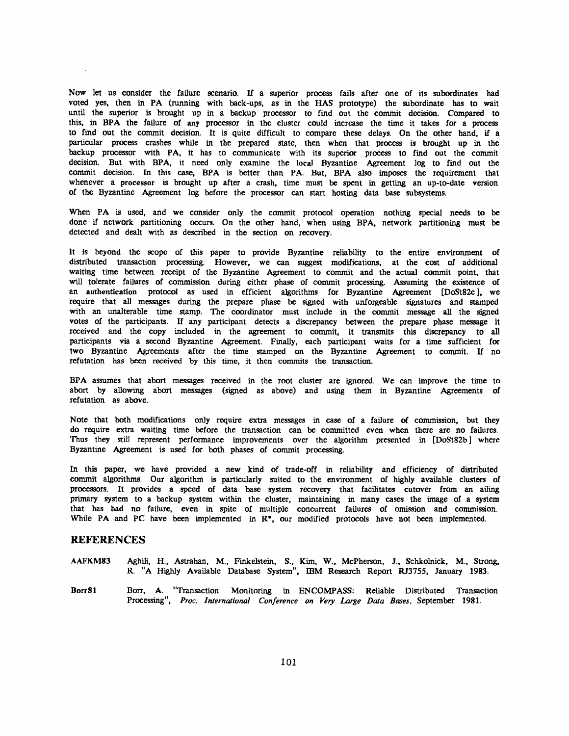Now let us consider the failure scenario. If a superior process fails after one of its subordinates had voted yes, then in PA (running with back-ups, as in the HAS prototype) the subordinate has to wait until the superior is brought up in a backup processor to find out the commit decision. Compared to this, in BPA the failure of any processor in the cluster could increase the time it takes for a process to find out the commit decision. It is quite difficult to compare these delays. On the other hand, if a particular process crashes while in the prepared state, then when that process is brought up in the backup processor with PA, it has to communicate with its superior process to find out the commit decision. But with BPA, it need only examine the local Byzantine Agreement log to find out the commit decision. In this case, BPA is better than PA. But, BPA also imposes the requirement that whenever a processor is brought up after a crash, time must be spent in getting an up-to-date version of the Byzantine Agreement log before the processor can start hosting data base subsystems.

When PA is used, and we consider only the commit protocol operation nothing special needs to be done if network partitioning occurs. On the other hand, when using BPA, network partitioning must be detected and dealt with as described in the section on recovery.

It is beyond the scope of this paper to provide Byzantine reliability to the entire environment of distributed transaction processing. However, we can suggest modifications, at the cost of additional waiting time between receipt of the Byzantine Agreement to commit and the actual commit point, that will tolerate failures of commission during either phase of commit processing. Assuming the existence of an authentication protocol as used in efficient algorithms for Byzantine Agreement [DoSt82c], we require that all messages during the prepare phase be signed with unforgeable signatures and stamped with an unalterable time stamp. The coordinator must include in the commit message all the signed votes of the participants. If any participant detects a discrepancy between the prepare phase message it received and the copy included in the agreement to commit, it transmits this discrepancy to all participants via a second Byzantine Agreement. Finally, each participant waits for a time sufficient for two Byzantine Agreements after the time stamped on the Byzantine Agreement to commit. If no refutation has been received by this time, it then commits the transaction.

BPA assumes that abort messages received in the root cluster are ignored. We can improve the time to abort by allowing abort messages (signed as above) and using them in Byzantine Agreements of refutation as above.

Note that both modifications only require extra messages in case of a failure of commission, but they do require extra waiting time before the transaction can be committed even when there are no failures. Thus they still represent performance improvements over the algorithm presented in [DoSt82b] where Byzantine Agreement is used for both phases of commit processing.

In this paper, we have provided a new kind of trade-off in reliability and efficiency of distributed commit algorithms. Our algorithm is particularly suited to the environment of highly available clusters of processors. It provides a speed of data base system recovery that facilitates cutover from an ailing primary system to a backup system within the cluster, maintaining in many cases the image of a system that has had no failure, even in spite of multiple concurrent failures of omission and commission. While PA and PC have been implemented in R*, our modified protocols have not been implemented.

## REFERENCES

**AAFKM83** Aghili, H., Astrahan, M., Finkelstein, S., Kim, W., McPherson, J., Schkolnick, M., Strong, R. "A Highly Available Database System", IBM Research Report RJ3755, January 1983.

**Borr81** Borr, A. "Transaction Monitoring in ENCOMPASS: Reliable Distributed Transaction Processing", *Proc. International Conference on Very Large Data Bases*, September 1981.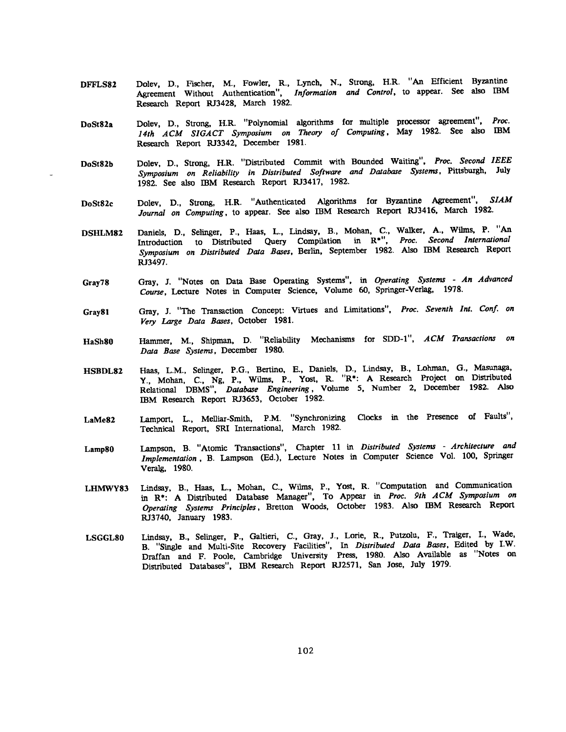**DFFLS82** Dolev, D., Fischer, M., Fowler, R., Lynch, N., Strong, H.R. "An Efficient Byzantine Agreement Without Authentication", *Information and Control*, to appear. See also IBM Research Report RJ3428, March 1982.

**DoSt82a** Dolev, D., Strong, H.R. "Polynomial algorithms for multiple processor agreement", *Proc. 14th ACM SIGACT Symposium on Theory of Computing*, May 1982. See also IBM Research Report RJ3342, December 1981.

**DoSt82b** Dolev, D., Strong, H.R. "Distributed Commit with Bounded Waiting", *Proc. Second IEEE Symposium on Reliability in Distributed Software and Database Systems*, Pittsburgh, July 1982. See also IBM Research Report RJ3417, 1982.

**DoSt82c** Dolev, D., Strong, H.R. "Authenticated Algorithms for Byzantine Agreement", *SIAM Journal on Computing*, to appear. See also IBM Research Report RJ3416, March 1982.

**DSHLM82** Daniels, D., Selinger, P., Haas, L., Lindsay, B., Mohan, C., Walker, A., Wilms, P. "An Introduction to Distributed Query Compilation in R*", *Proc. Second International Symposium on Distributed Data Bases*, Berlin, September 1982. Also IBM Research Report RJ3497.

**Gray78** Gray, J. "Notes on Data Base Operating Systems", in *Operating Systems - An Advanced Course*, Lecture Notes in Computer Science, Volume 60, Springer-Verlag, 1978.

**Gray81** Gray, J. "The Transaction Concept: Virtues and Limitations", *Proc. Seventh Int. Conf. on Very Large Data Bases*, October 1981.

**HaSh80** Hammer, M., Shipman, D. "Reliability Mechanisms for SDD-1", *ACM Transactions on Data Base Systems*, December 1980.

**HSBDL82** Haas, L.M., Selinger, P.G., Bertino, E., Daniels, D., Lindsay, B., Lohman, G., Masunaga, Y., Mohan, C., Ng, P., Wilms, P., Yost, R. "R*: A Research Project on Distributed Relational DBMS", *Database Engineering*, Volume 5, Number 2, December 1982. Also IBM Research Report RJ3653, October 1982.

**LaMe82** Lamport, L., Melliar-Smith, P.M. "Synchronizing Clocks in the Presence of Faults", Technical Report, SRI International, March 1982.

**Lamp80** Lampson, B. "Atomic Transactions", Chapter 11 in *Distributed Systems - Architecture and Implementation*, B. Lampson (Ed.), Lecture Notes in Computer Science Vol. 100, Springer Veralg, 1980.

**LHMWY83** Lindsay, B., Haas, L., Mohan, C., Wilms, P., Yost, R. "Computation and Communication in R*: A Distributed Database Manager", To Appear in *Proc. 9th ACM Symposium on Operating Systems Principles*, Bretton Woods, October 1983. Also IBM Research Report RJ3740, January 1983.

**LSGGL80** Lindsay, B., Selinger, P., Galtieri, C., Gray, J., Lorie, R., Putzolu, F., Traiger, I., Wade, B. "Single and Multi-Site Recovery Facilities", In *Distributed Data Bases*, Edited by I.W. Draffan and F. Poole, Cambridge University Press, 1980. Also Available as "Notes on Distributed Databases", IBM Research Report RJ2571, San Jose, July 1979.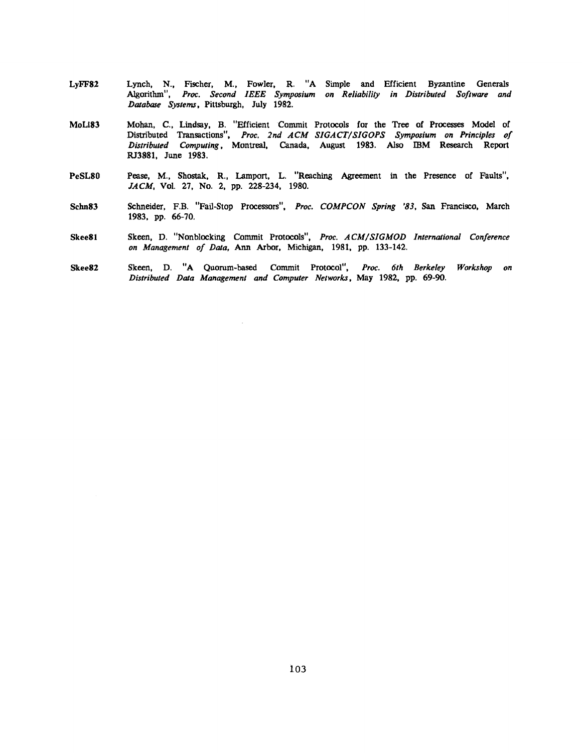**LyFF82** Lynch, N., Fischer, M., Fowler, R. "A Simple and Efficient Byzantine Generals Algorithm", *Proc. Second IEEE Symposium on Reliability in Distributed Software and Database Systems*, Pittsburgh, July 1982.

**MoLi83** Mohan, C., Lindsay, B. "Efficient Commit Protocols for the Tree of Processes Model of Distributed Transactions", *Proc. 2nd ACM SIGACT/SIGOPS Symposium on Principles of Distributed Computing*, Montreal, Canada, August 1983. Also IBM Research Report RJ3881, June 1983.

**PeSL80** Pease, M., Shostak, R., Lamport, L. "Reaching Agreement in the Presence of Faults", *JACM*, Vol. 27, No. 2, pp. 228-234, 1980.

**Schn83** Schneider, F.B. "Fail-Stop Processors", *Proc. COMPCON Spring '83*, San Francisco, March 1983, pp. 66-70.

**Skee81** Skeen, D. "Nonblocking Commit Protocols", *Proc. ACM/SIGMOD International Conference on Management of Data*, Ann Arbor, Michigan, 1981, pp. 133-142.

**Skee82** Skeen, D. "A Quorum-based Commit Protocol", *Proc. 6th Berkeley Workshop on Distributed Data Management and Computer Networks*, May 1982, pp. 69-90.